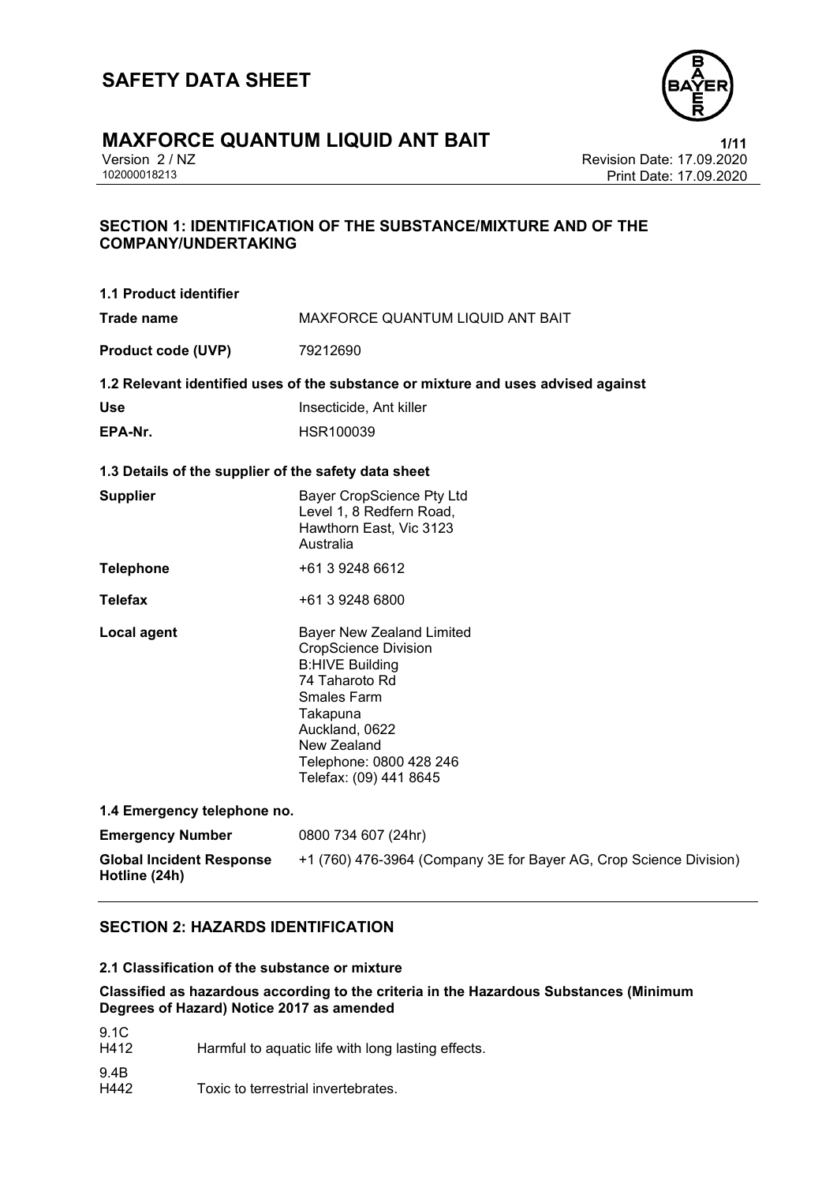# SAFETY DATA SHEET

# MAXFORCE QUANTUM LIQUID ANT BAIT

Version 2 / NZ
102000018213

Revision Date: 17.09.2020
Print Date: 17.09.2020

## SECTION 1: IDENTIFICATION OF THE SUBSTANCE/MIXTURE AND OF THE COMPANY/UNDERTAKING

### 1.1 Product identifier

| | |
|---|---|
| **Trade name** | MAXFORCE QUANTUM LIQUID ANT BAIT |
| **Product code (UVP)** | 79212690 |

### 1.2 Relevant identified uses of the substance or mixture and uses advised against

| | |
|---|---|
| **Use** | Insecticide, Ant killer |
| **EPA-Nr.** | HSR100039 |

### 1.3 Details of the supplier of the safety data sheet

| | |
|---|---|
| **Supplier** | Bayer CropScience Pty Ltd<br>Level 1, 8 Redfern Road,<br>Hawthorn East, Vic 3123<br>Australia |
| **Telephone** | +61 3 9248 6612 |
| **Telefax** | +61 3 9248 6800 |
| **Local agent** | Bayer New Zealand Limited<br>CropScience Division<br>B:HIVE Building<br>74 Taharoto Rd<br>Smales Farm<br>Takapuna<br>Auckland, 0622<br>New Zealand<br>Telephone: 0800 428 246<br>Telefax: (09) 441 8645 |

### 1.4 Emergency telephone no.

| | |
|---|---|
| **Emergency Number** | 0800 734 607 (24hr) |
| **Global Incident Response Hotline (24h)** | +1 (760) 476-3964 (Company 3E for Bayer AG, Crop Science Division) |

## SECTION 2: HAZARDS IDENTIFICATION

### 2.1 Classification of the substance or mixture

**Classified as hazardous according to the criteria in the Hazardous Substances (Minimum Degrees of Hazard) Notice 2017 as amended**

9.1C
H412 Harmful to aquatic life with long lasting effects.

9.4B
H442 Toxic to terrestrial invertebrates.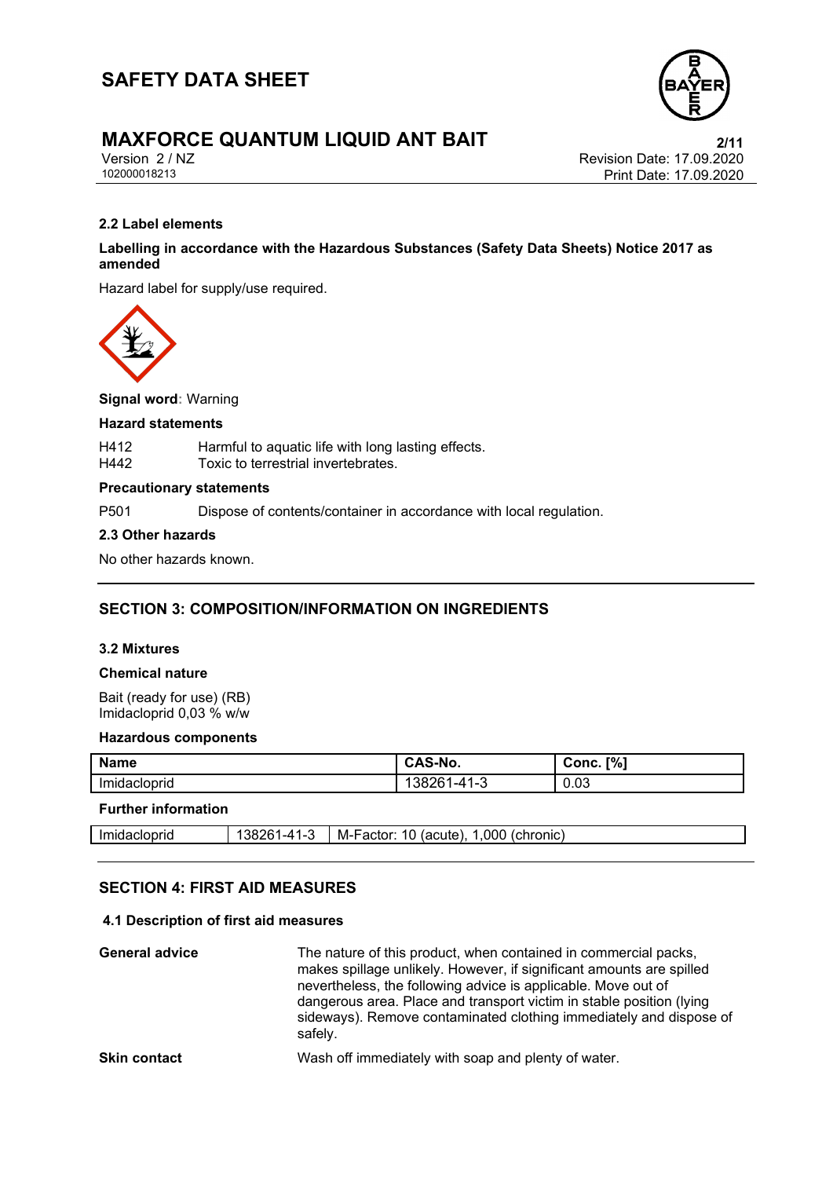### 2.2 Label elements

**Labelling in accordance with the Hazardous Substances (Safety Data Sheets) Notice 2017 as amended**

Hazard label for supply/use required.

**Signal word**: Warning

**Hazard statements**

H412 Harmful to aquatic life with long lasting effects.
H442 Toxic to terrestrial invertebrates.

**Precautionary statements**

P501 Dispose of contents/container in accordance with local regulation.

### 2.3 Other hazards

No other hazards known.

## SECTION 3: COMPOSITION/INFORMATION ON INGREDIENTS

### 3.2 Mixtures

**Chemical nature**

Bait (ready for use) (RB)
Imidacloprid 0,03 % w/w

**Hazardous components**

| Name | CAS-No. | Conc. [%] |
| --- | --- | --- |
| Imidacloprid | 138261-41-3 | 0.03 |

**Further information**

| Imidacloprid | 138261-41-3 | M-Factor: 10 (acute), 1,000 (chronic) |
| --- | --- | --- |

## SECTION 4: FIRST AID MEASURES

### 4.1 Description of first aid measures

**General advice** The nature of this product, when contained in commercial packs, makes spillage unlikely. However, if significant amounts are spilled nevertheless, the following advice is applicable. Move out of dangerous area. Place and transport victim in stable position (lying sideways). Remove contaminated clothing immediately and dispose of safely.

**Skin contact** Wash off immediately with soap and plenty of water.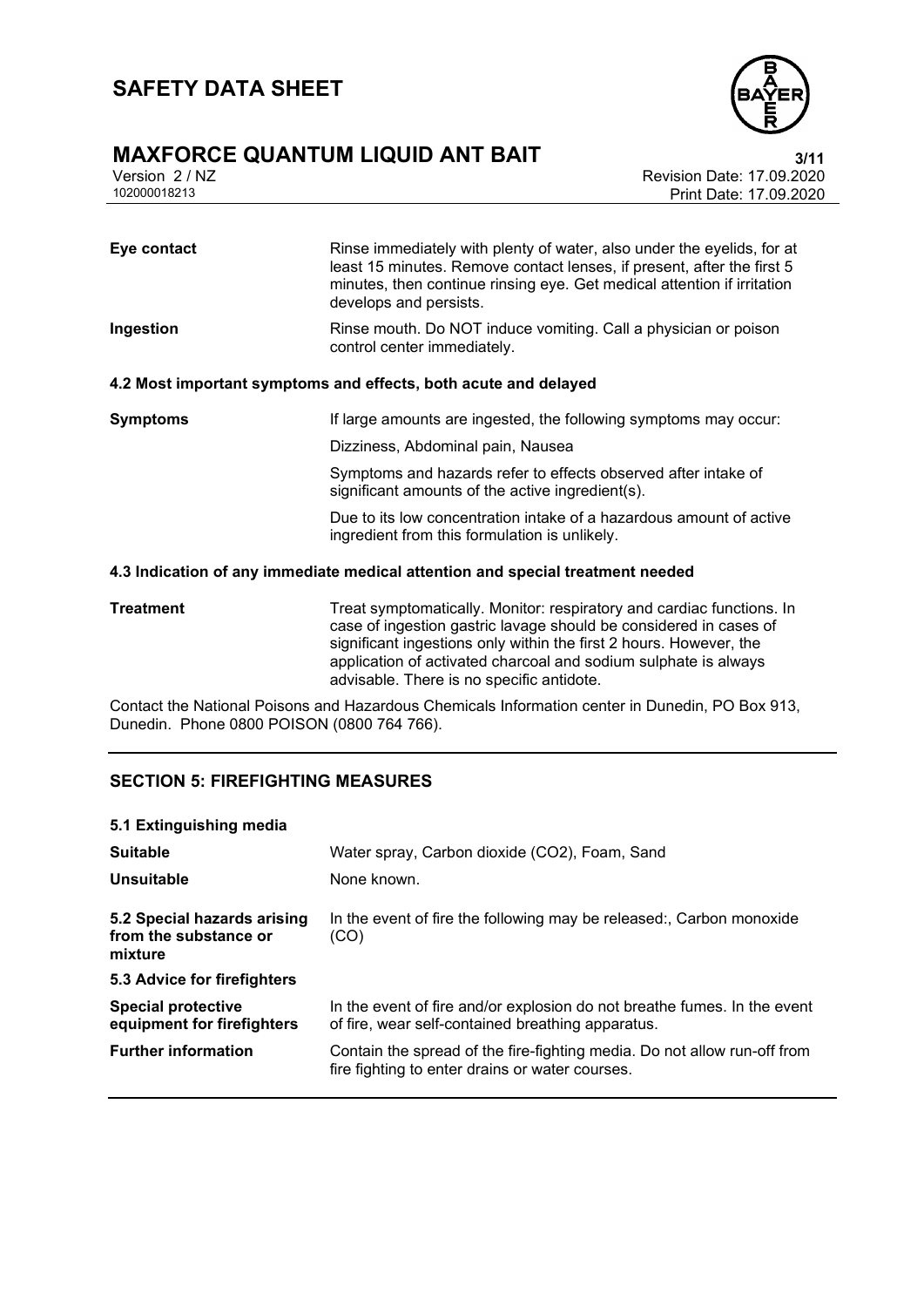| | |
|---|---|
| **Eye contact** | Rinse immediately with plenty of water, also under the eyelids, for at least 15 minutes. Remove contact lenses, if present, after the first 5 minutes, then continue rinsing eye. Get medical attention if irritation develops and persists. |
| **Ingestion** | Rinse mouth. Do NOT induce vomiting. Call a physician or poison control center immediately. |

**4.2 Most important symptoms and effects, both acute and delayed**

| | |
|---|---|
| **Symptoms** | If large amounts are ingested, the following symptoms may occur: |
| | Dizziness, Abdominal pain, Nausea |
| | Symptoms and hazards refer to effects observed after intake of significant amounts of the active ingredient(s). |
| | Due to its low concentration intake of a hazardous amount of active ingredient from this formulation is unlikely. |

**4.3 Indication of any immediate medical attention and special treatment needed**

| | |
|---|---|
| **Treatment** | Treat symptomatically. Monitor: respiratory and cardiac functions. In case of ingestion gastric lavage should be considered in cases of significant ingestions only within the first 2 hours. However, the application of activated charcoal and sodium sulphate is always advisable. There is no specific antidote. |

Contact the National Poisons and Hazardous Chemicals Information center in Dunedin, PO Box 913, Dunedin. Phone 0800 POISON (0800 764 766).

## SECTION 5: FIREFIGHTING MEASURES

**5.1 Extinguishing media**

| | |
|---|---|
| **Suitable** | Water spray, Carbon dioxide ($CO_2$), Foam, Sand |
| **Unsuitable** | None known. |
| **5.2 Special hazards arising from the substance or mixture** | In the event of fire the following may be released:, Carbon monoxide (CO) |

**5.3 Advice for firefighters**

| | |
|---|---|
| **Special protective equipment for firefighters** | In the event of fire and/or explosion do not breathe fumes. In the event of fire, wear self-contained breathing apparatus. |
| **Further information** | Contain the spread of the fire-fighting media. Do not allow run-off from fire fighting to enter drains or water courses. |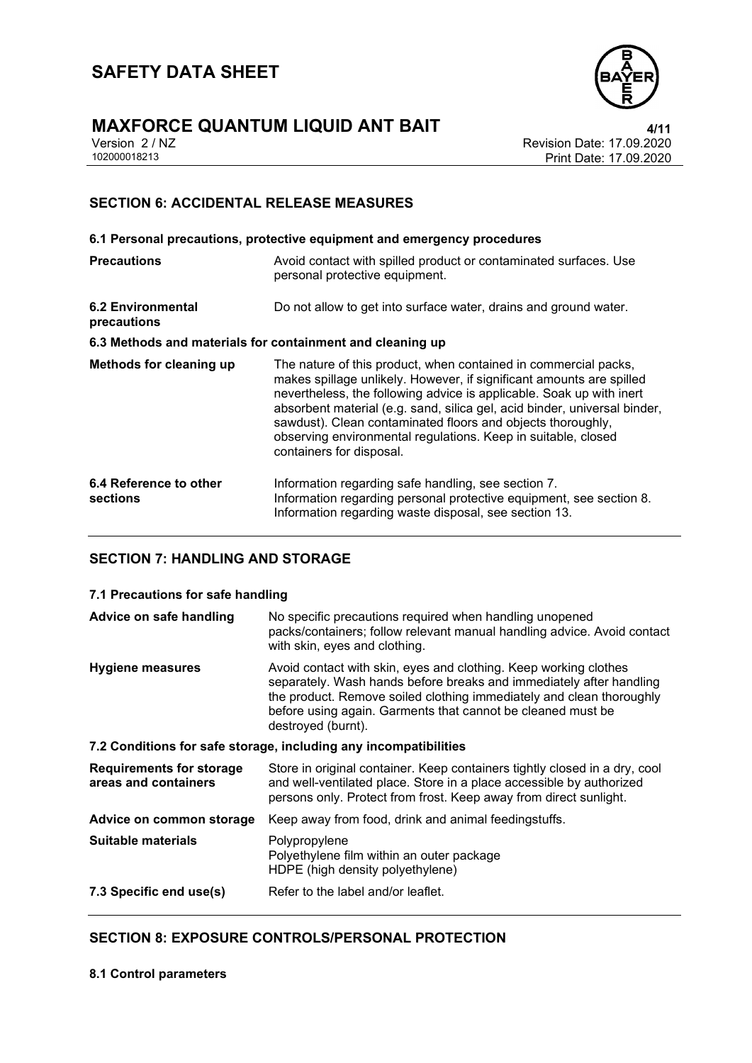## SECTION 6: ACCIDENTAL RELEASE MEASURES

### 6.1 Personal precautions, protective equipment and emergency procedures

| | |
|---|---|
| **Precautions** | Avoid contact with spilled product or contaminated surfaces. Use personal protective equipment. |
| **6.2 Environmental precautions** | Do not allow to get into surface water, drains and ground water. |

### 6.3 Methods and materials for containment and cleaning up

| | |
|---|---|
| **Methods for cleaning up** | The nature of this product, when contained in commercial packs, makes spillage unlikely. However, if significant amounts are spilled nevertheless, the following advice is applicable. Soak up with inert absorbent material (e.g. sand, silica gel, acid binder, universal binder, sawdust). Clean contaminated floors and objects thoroughly, observing environmental regulations. Keep in suitable, closed containers for disposal. |
| **6.4 Reference to other sections** | Information regarding safe handling, see section 7. Information regarding personal protective equipment, see section 8. Information regarding waste disposal, see section 13. |

## SECTION 7: HANDLING AND STORAGE

### 7.1 Precautions for safe handling

| | |
|---|---|
| **Advice on safe handling** | No specific precautions required when handling unopened packs/containers; follow relevant manual handling advice. Avoid contact with skin, eyes and clothing. |
| **Hygiene measures** | Avoid contact with skin, eyes and clothing. Keep working clothes separately. Wash hands before breaks and immediately after handling the product. Remove soiled clothing immediately and clean thoroughly before using again. Garments that cannot be cleaned must be destroyed (burnt). |

### 7.2 Conditions for safe storage, including any incompatibilities

| | |
|---|---|
| **Requirements for storage areas and containers** | Store in original container. Keep containers tightly closed in a dry, cool and well-ventilated place. Store in a place accessible by authorized persons only. Protect from frost. Keep away from direct sunlight. |
| **Advice on common storage** | Keep away from food, drink and animal feedingstuffs. |
| **Suitable materials** | Polypropylene<br>Polyethylene film within an outer package<br>HDPE (high density polyethylene) |
| **7.3 Specific end use(s)** | Refer to the label and/or leaflet. |

## SECTION 8: EXPOSURE CONTROLS/PERSONAL PROTECTION

### 8.1 Control parameters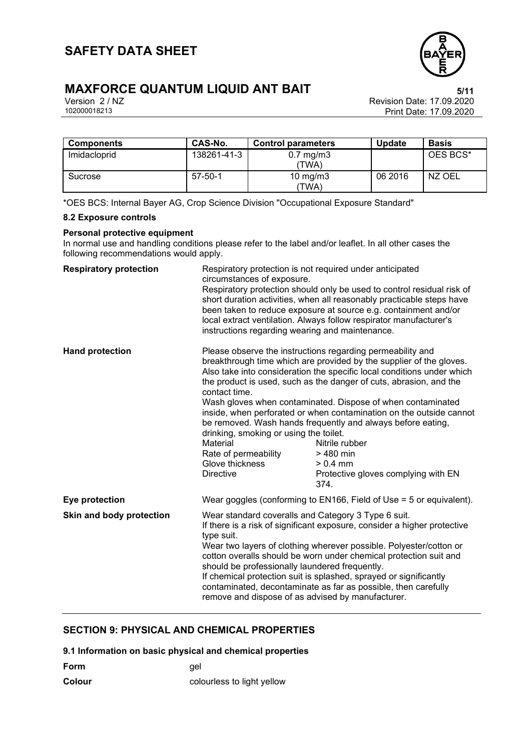| Components | CAS-No. | Control parameters | Update | Basis |
|---|---|---|---|---|
| Imidacloprid | 138261-41-3 | 0.7 mg/m3 (TWA) | | OES BCS* |
| Sucrose | 57-50-1 | 10 mg/m3 (TWA) | 06 2016 | NZ OEL |

*OES BCS: Internal Bayer AG, Crop Science Division "Occupational Exposure Standard"

**8.2 Exposure controls**

**Personal protective equipment**

In normal use and handling conditions please refer to the label and/or leaflet. In all other cases the following recommendations would apply.

**Respiratory protection**

Respiratory protection is not required under anticipated circumstances of exposure.
Respiratory protection should only be used to control residual risk of short duration activities, when all reasonably practicable steps have been taken to reduce exposure at source e.g. containment and/or local extract ventilation. Always follow respirator manufacturer's instructions regarding wearing and maintenance.

**Hand protection**

Please observe the instructions regarding permeability and breakthrough time which are provided by the supplier of the gloves. Also take into consideration the specific local conditions under which the product is used, such as the danger of cuts, abrasion, and the contact time.
Wash gloves when contaminated. Dispose of when contaminated inside, when perforated or when contamination on the outside cannot be removed. Wash hands frequently and always before eating, drinking, smoking or using the toilet.

| | |
|---|---|
| Material | Nitrile rubber |
| Rate of permeability | > 480 min |
| Glove thickness | > 0.4 mm |
| Directive | Protective gloves complying with EN 374. |

**Eye protection**

Wear goggles (conforming to EN166, Field of Use = 5 or equivalent).

**Skin and body protection**

Wear standard coveralls and Category 3 Type 6 suit.
If there is a risk of significant exposure, consider a higher protective type suit.
Wear two layers of clothing wherever possible. Polyester/cotton or cotton overalls should be worn under chemical protection suit and should be professionally laundered frequently.
If chemical protection suit is splashed, sprayed or significantly contaminated, decontaminate as far as possible, then carefully remove and dispose of as advised by manufacturer.

## SECTION 9: PHYSICAL AND CHEMICAL PROPERTIES

**9.1 Information on basic physical and chemical properties**

| | |
|---|---|
| **Form** | gel |
| **Colour** | colourless to light yellow |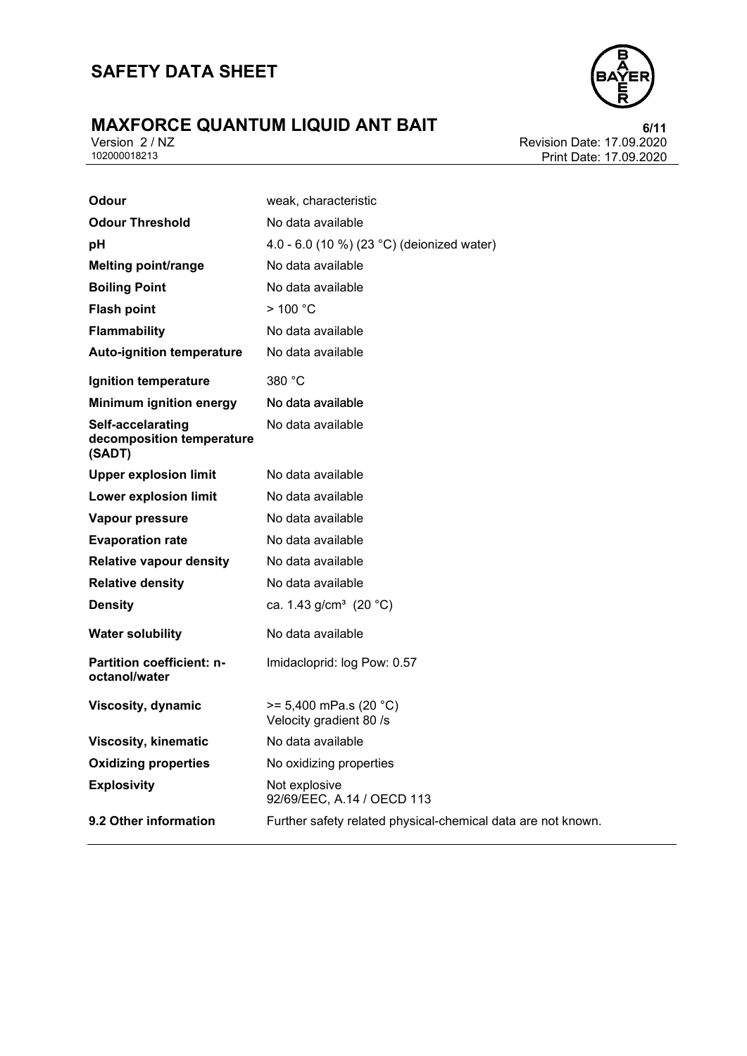| | |
|---|---|
| **Odour** | weak, characteristic |
| **Odour Threshold** | No data available |
| **pH** | 4.0 - 6.0 (10 %) (23 °C) (deionized water) |
| **Melting point/range** | No data available |
| **Boiling Point** | No data available |
| **Flash point** | > 100 °C |
| **Flammability** | No data available |
| **Auto-ignition temperature** | No data available |
| **Ignition temperature** | 380 °C |
| **Minimum ignition energy** | No data available |
| **Self-accelarating decomposition temperature (SADT)** | No data available |
| **Upper explosion limit** | No data available |
| **Lower explosion limit** | No data available |
| **Vapour pressure** | No data available |
| **Evaporation rate** | No data available |
| **Relative vapour density** | No data available |
| **Relative density** | No data available |
| **Density** | ca. 1.43 g/cm³ (20 °C) |
| **Water solubility** | No data available |
| **Partition coefficient: n-octanol/water** | Imidacloprid: log Pow: 0.57 |
| **Viscosity, dynamic** | >= 5,400 mPa.s (20 °C)<br>Velocity gradient 80 /s |
| **Viscosity, kinematic** | No data available |
| **Oxidizing properties** | No oxidizing properties |
| **Explosivity** | Not explosive<br>92/69/EEC, A.14 / OECD 113 |
| **9.2 Other information** | Further safety related physical-chemical data are not known. |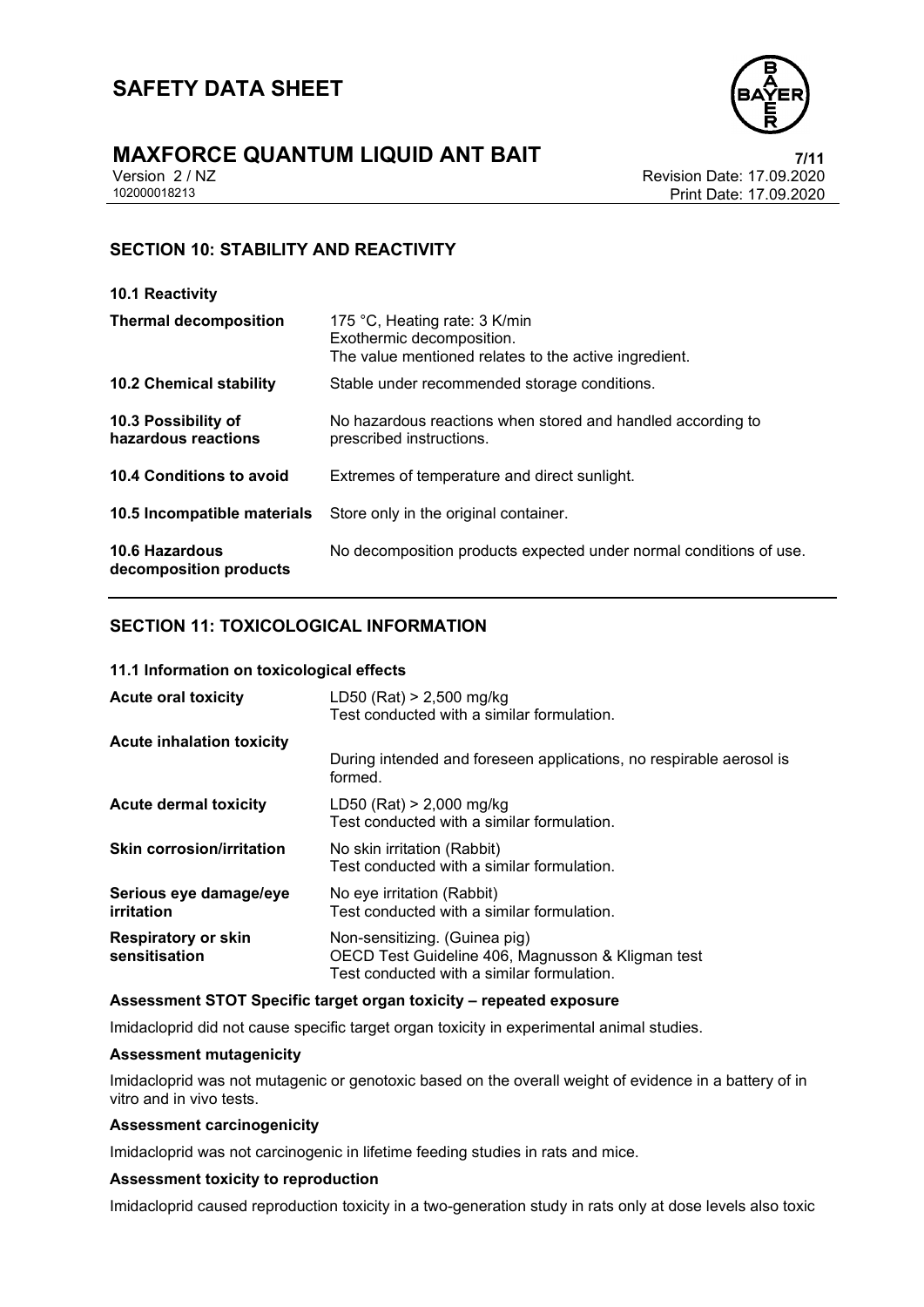## SECTION 10: STABILITY AND REACTIVITY

**10.1 Reactivity**

| | |
|---|---|
| **Thermal decomposition** | 175 °C, Heating rate: 3 K/min<br>Exothermic decomposition.<br>The value mentioned relates to the active ingredient. |
| **10.2 Chemical stability** | Stable under recommended storage conditions. |
| **10.3 Possibility of hazardous reactions** | No hazardous reactions when stored and handled according to prescribed instructions. |
| **10.4 Conditions to avoid** | Extremes of temperature and direct sunlight. |
| **10.5 Incompatible materials** | Store only in the original container. |
| **10.6 Hazardous decomposition products** | No decomposition products expected under normal conditions of use. |

## SECTION 11: TOXICOLOGICAL INFORMATION

**11.1 Information on toxicological effects**

| | |
|---|---|
| **Acute oral toxicity** | LD50 (Rat) > 2,500 mg/kg<br>Test conducted with a similar formulation. |
| **Acute inhalation toxicity** | During intended and foreseen applications, no respirable aerosol is formed. |
| **Acute dermal toxicity** | LD50 (Rat) > 2,000 mg/kg<br>Test conducted with a similar formulation. |
| **Skin corrosion/irritation** | No skin irritation (Rabbit)<br>Test conducted with a similar formulation. |
| **Serious eye damage/eye irritation** | No eye irritation (Rabbit)<br>Test conducted with a similar formulation. |
| **Respiratory or skin sensitisation** | Non-sensitizing. (Guinea pig)<br>OECD Test Guideline 406, Magnusson & Kligman test<br>Test conducted with a similar formulation. |

**Assessment STOT Specific target organ toxicity – repeated exposure**

Imidacloprid did not cause specific target organ toxicity in experimental animal studies.

**Assessment mutagenicity**

Imidacloprid was not mutagenic or genotoxic based on the overall weight of evidence in a battery of in vitro and in vivo tests.

**Assessment carcinogenicity**

Imidacloprid was not carcinogenic in lifetime feeding studies in rats and mice.

**Assessment toxicity to reproduction**

Imidacloprid caused reproduction toxicity in a two-generation study in rats only at dose levels also toxic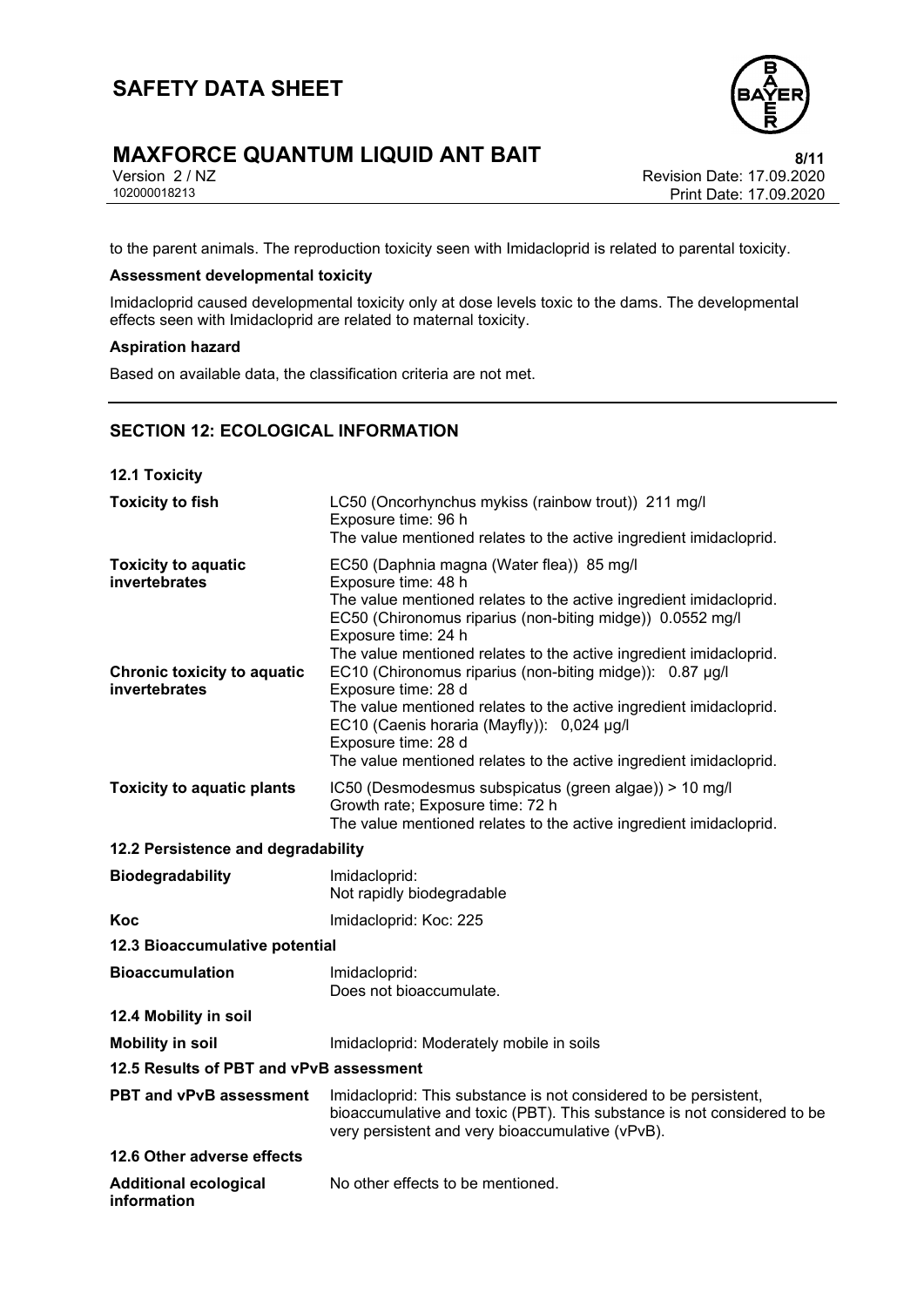to the parent animals. The reproduction toxicity seen with Imidacloprid is related to parental toxicity.

**Assessment developmental toxicity**

Imidacloprid caused developmental toxicity only at dose levels toxic to the dams. The developmental effects seen with Imidacloprid are related to maternal toxicity.

**Aspiration hazard**

Based on available data, the classification criteria are not met.

## SECTION 12: ECOLOGICAL INFORMATION

**12.1 Toxicity**

| | |
|---|---|
| **Toxicity to fish** | LC50 (Oncorhynchus mykiss (rainbow trout)) 211 mg/l<br>Exposure time: 96 h<br>The value mentioned relates to the active ingredient imidacloprid. |
| **Toxicity to aquatic invertebrates** | EC50 (Daphnia magna (Water flea)) 85 mg/l<br>Exposure time: 48 h<br>The value mentioned relates to the active ingredient imidacloprid.<br>EC50 (Chironomus riparius (non-biting midge)) 0.0552 mg/l<br>Exposure time: 24 h<br>The value mentioned relates to the active ingredient imidacloprid. |
| **Chronic toxicity to aquatic invertebrates** | EC10 (Chironomus riparius (non-biting midge)): 0.87 µg/l<br>Exposure time: 28 d<br>The value mentioned relates to the active ingredient imidacloprid.<br>EC10 (Caenis horaria (Mayfly)): 0,024 µg/l<br>Exposure time: 28 d<br>The value mentioned relates to the active ingredient imidacloprid. |
| **Toxicity to aquatic plants** | IC50 (Desmodesmus subspicatus (green algae)) > 10 mg/l<br>Growth rate; Exposure time: 72 h<br>The value mentioned relates to the active ingredient imidacloprid. |

**12.2 Persistence and degradability**

| | |
|---|---|
| **Biodegradability** | Imidacloprid:<br>Not rapidly biodegradable |
| **Koc** | Imidacloprid: Koc: 225 |

**12.3 Bioaccumulative potential**

| | |
|---|---|
| **Bioaccumulation** | Imidacloprid:<br>Does not bioaccumulate. |

**12.4 Mobility in soil**

| | |
|---|---|
| **Mobility in soil** | Imidacloprid: Moderately mobile in soils |

**12.5 Results of PBT and vPvB assessment**

| | |
|---|---|
| **PBT and vPvB assessment** | Imidacloprid: This substance is not considered to be persistent, bioaccumulative and toxic (PBT). This substance is not considered to be very persistent and very bioaccumulative (vPvB). |

**12.6 Other adverse effects**

| | |
|---|---|
| **Additional ecological information** | No other effects to be mentioned. |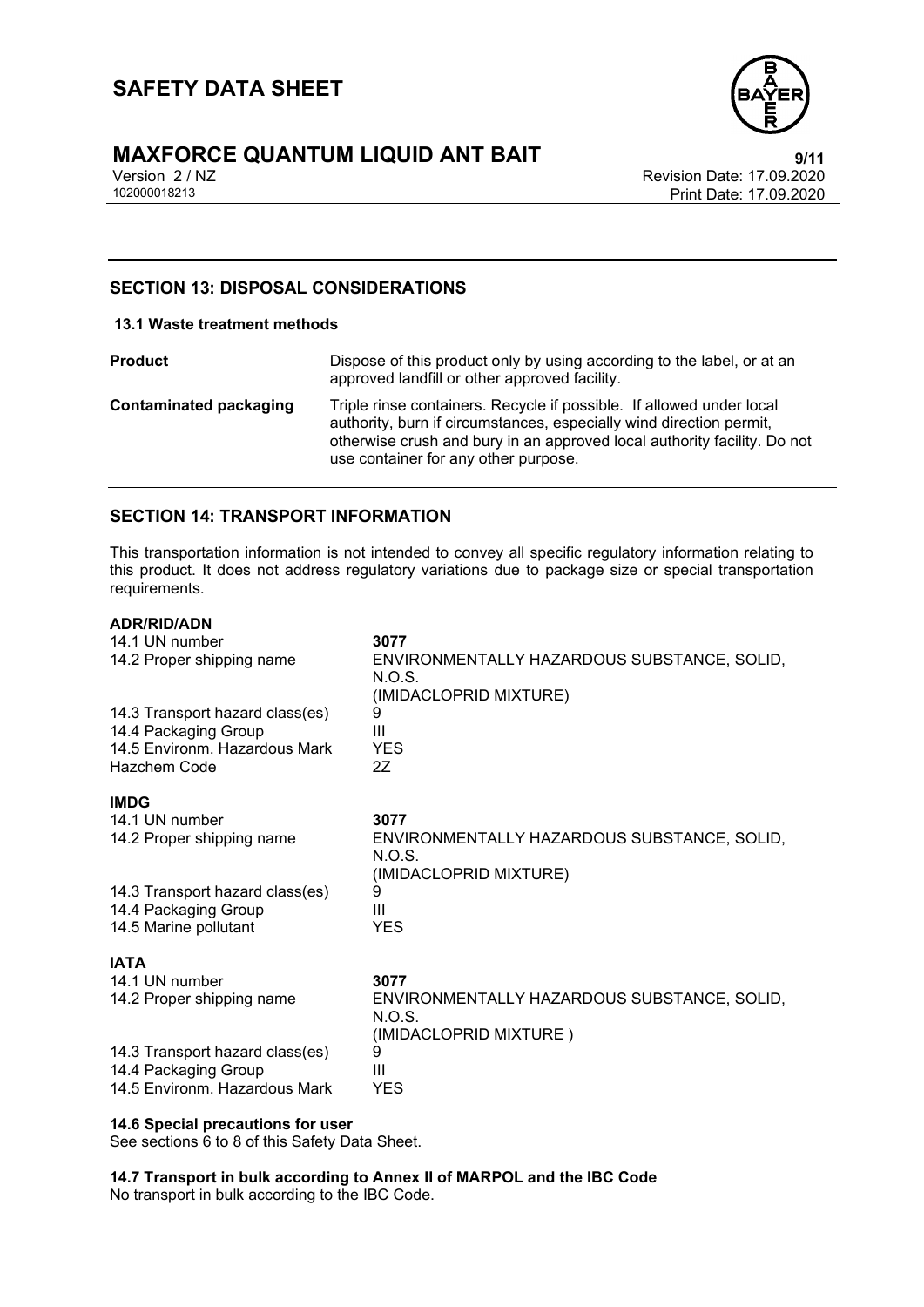## SECTION 13: DISPOSAL CONSIDERATIONS

### 13.1 Waste treatment methods

| | |
|---|---|
| **Product** | Dispose of this product only by using according to the label, or at an approved landfill or other approved facility. |
| **Contaminated packaging** | Triple rinse containers. Recycle if possible. If allowed under local authority, burn if circumstances, especially wind direction permit, otherwise crush and bury in an approved local authority facility. Do not use container for any other purpose. |

## SECTION 14: TRANSPORT INFORMATION

This transportation information is not intended to convey all specific regulatory information relating to this product. It does not address regulatory variations due to package size or special transportation requirements.

**ADR/RID/ADN**

| | |
|---|---|
| 14.1 UN number | **3077** |
| 14.2 Proper shipping name | ENVIRONMENTALLY HAZARDOUS SUBSTANCE, SOLID, N.O.S. (IMIDACLOPRID MIXTURE) |
| 14.3 Transport hazard class(es) | 9 |
| 14.4 Packaging Group | III |
| 14.5 Environm. Hazardous Mark | YES |
| Hazchem Code | 2Z |

**IMDG**

| | |
|---|---|
| 14.1 UN number | **3077** |
| 14.2 Proper shipping name | ENVIRONMENTALLY HAZARDOUS SUBSTANCE, SOLID, N.O.S. (IMIDACLOPRID MIXTURE) |
| 14.3 Transport hazard class(es) | 9 |
| 14.4 Packaging Group | III |
| 14.5 Marine pollutant | YES |

**IATA**

| | |
|---|---|
| 14.1 UN number | **3077** |
| 14.2 Proper shipping name | ENVIRONMENTALLY HAZARDOUS SUBSTANCE, SOLID, N.O.S. (IMIDACLOPRID MIXTURE ) |
| 14.3 Transport hazard class(es) | 9 |
| 14.4 Packaging Group | III |
| 14.5 Environm. Hazardous Mark | YES |

**14.6 Special precautions for user**

See sections 6 to 8 of this Safety Data Sheet.

**14.7 Transport in bulk according to Annex II of MARPOL and the IBC Code**

No transport in bulk according to the IBC Code.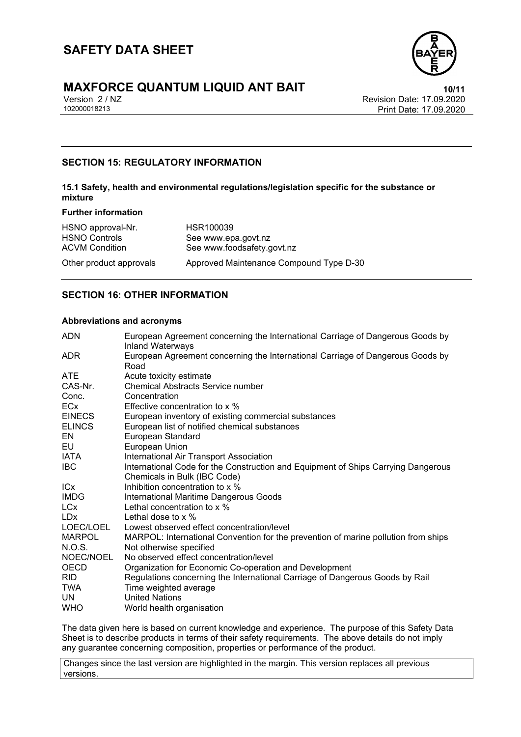## SECTION 15: REGULATORY INFORMATION

### 15.1 Safety, health and environmental regulations/legislation specific for the substance or mixture

**Further information**

| | |
|---|---|
| HSNO approval-Nr. | HSR100039 |
| HSNO Controls | See www.epa.govt.nz |
| ACVM Condition | See www.foodsafety.govt.nz |
| Other product approvals | Approved Maintenance Compound Type D-30 |

## SECTION 16: OTHER INFORMATION

**Abbreviations and acronyms**

| | |
|---|---|
| ADN | European Agreement concerning the International Carriage of Dangerous Goods by Inland Waterways |
| ADR | European Agreement concerning the International Carriage of Dangerous Goods by Road |
| ATE | Acute toxicity estimate |
| CAS-Nr. | Chemical Abstracts Service number |
| Conc. | Concentration |
| ECx | Effective concentration to x % |
| EINECS | European inventory of existing commercial substances |
| ELINCS | European list of notified chemical substances |
| EN | European Standard |
| EU | European Union |
| IATA | International Air Transport Association |
| IBC | International Code for the Construction and Equipment of Ships Carrying Dangerous Chemicals in Bulk (IBC Code) |
| ICx | Inhibition concentration to x % |
| IMDG | International Maritime Dangerous Goods |
| LCx | Lethal concentration to x % |
| LDx | Lethal dose to x % |
| LOEC/LOEL | Lowest observed effect concentration/level |
| MARPOL | MARPOL: International Convention for the prevention of marine pollution from ships |
| N.O.S. | Not otherwise specified |
| NOEC/NOEL | No observed effect concentration/level |
| OECD | Organization for Economic Co-operation and Development |
| RID | Regulations concerning the International Carriage of Dangerous Goods by Rail |
| TWA | Time weighted average |
| UN | United Nations |
| WHO | World health organisation |

The data given here is based on current knowledge and experience. The purpose of this Safety Data Sheet is to describe products in terms of their safety requirements. The above details do not imply any guarantee concerning composition, properties or performance of the product.

Changes since the last version are highlighted in the margin. This version replaces all previous versions.